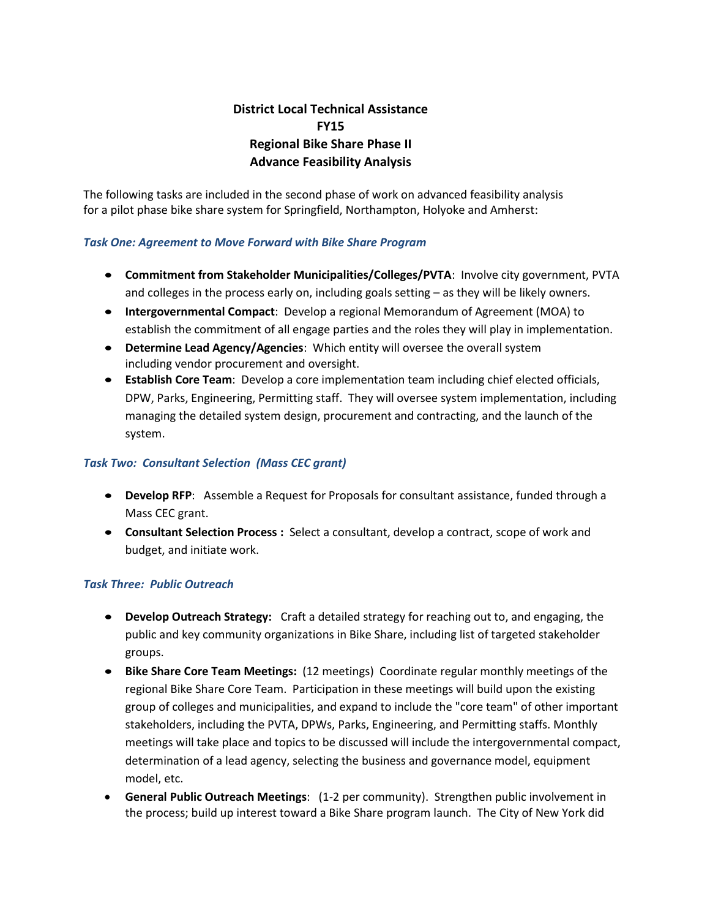# District Local Technical Assistance
# FY15
# Regional Bike Share Phase II
# Advance Feasibility Analysis

The following tasks are included in the second phase of work on advanced feasibility analysis for a pilot phase bike share system for Springfield, Northampton, Holyoke and Amherst:

### *Task One: Agreement to Move Forward with Bike Share Program*

- **Commitment from Stakeholder Municipalities/Colleges/PVTA**: Involve city government, PVTA and colleges in the process early on, including goals setting – as they will be likely owners.
- **Intergovernmental Compact**: Develop a regional Memorandum of Agreement (MOA) to establish the commitment of all engage parties and the roles they will play in implementation.
- **Determine Lead Agency/Agencies**: Which entity will oversee the overall system including vendor procurement and oversight.
- **Establish Core Team**: Develop a core implementation team including chief elected officials, DPW, Parks, Engineering, Permitting staff. They will oversee system implementation, including managing the detailed system design, procurement and contracting, and the launch of the system.

### *Task Two: Consultant Selection (Mass CEC grant)*

- **Develop RFP**: Assemble a Request for Proposals for consultant assistance, funded through a Mass CEC grant.
- **Consultant Selection Process :** Select a consultant, develop a contract, scope of work and budget, and initiate work.

### *Task Three: Public Outreach*

- **Develop Outreach Strategy:** Craft a detailed strategy for reaching out to, and engaging, the public and key community organizations in Bike Share, including list of targeted stakeholder groups.
- **Bike Share Core Team Meetings:** (12 meetings) Coordinate regular monthly meetings of the regional Bike Share Core Team. Participation in these meetings will build upon the existing group of colleges and municipalities, and expand to include the "core team" of other important stakeholders, including the PVTA, DPWs, Parks, Engineering, and Permitting staffs. Monthly meetings will take place and topics to be discussed will include the intergovernmental compact, determination of a lead agency, selecting the business and governance model, equipment model, etc.
- **General Public Outreach Meetings**: (1-2 per community). Strengthen public involvement in the process; build up interest toward a Bike Share program launch. The City of New York did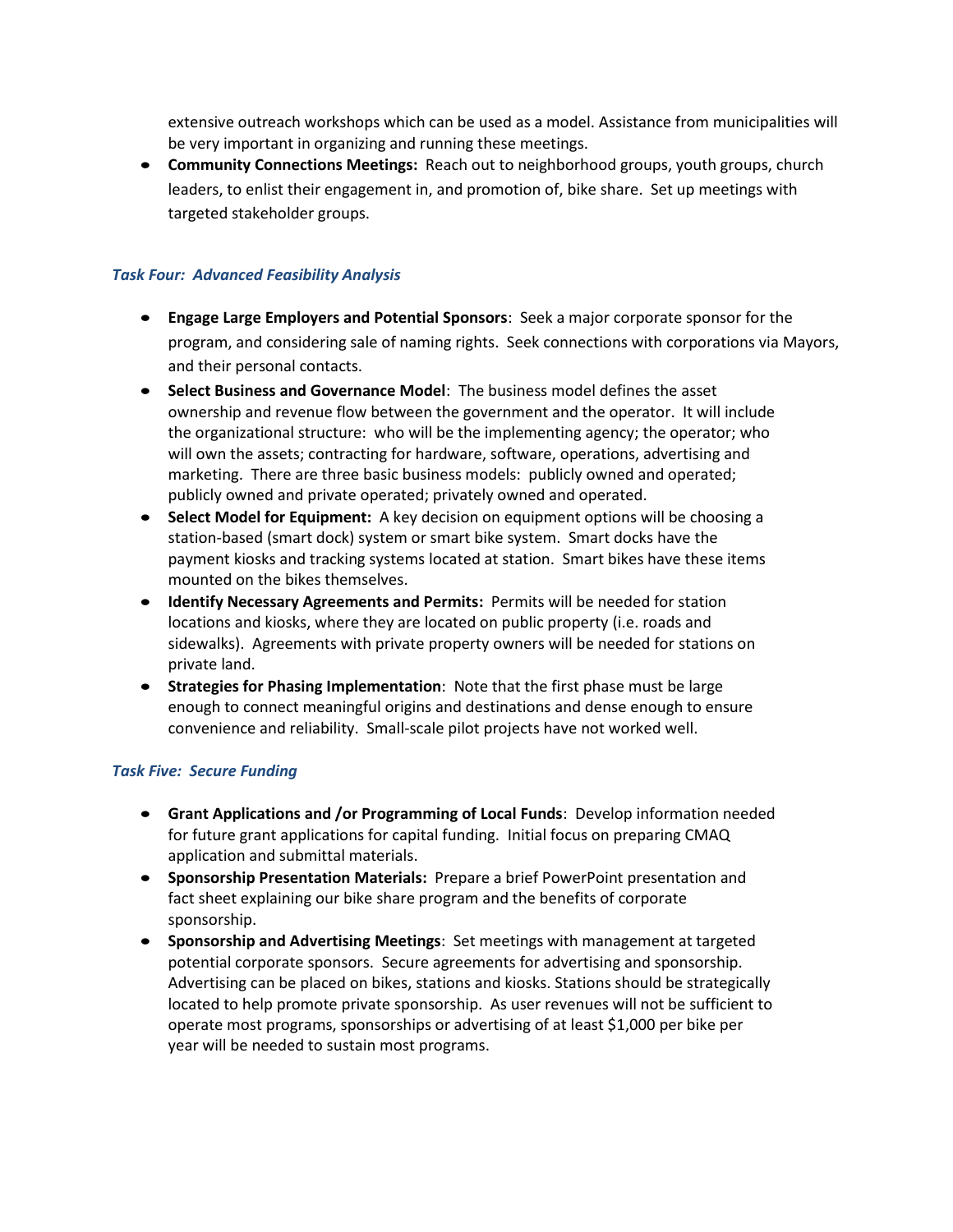extensive outreach workshops which can be used as a model. Assistance from municipalities will be very important in organizing and running these meetings.

- **Community Connections Meetings:** Reach out to neighborhood groups, youth groups, church leaders, to enlist their engagement in, and promotion of, bike share. Set up meetings with targeted stakeholder groups.

### *Task Four: Advanced Feasibility Analysis*

- **Engage Large Employers and Potential Sponsors**: Seek a major corporate sponsor for the program, and considering sale of naming rights. Seek connections with corporations via Mayors, and their personal contacts.
- **Select Business and Governance Model**: The business model defines the asset ownership and revenue flow between the government and the operator. It will include the organizational structure: who will be the implementing agency; the operator; who will own the assets; contracting for hardware, software, operations, advertising and marketing. There are three basic business models: publicly owned and operated; publicly owned and private operated; privately owned and operated.
- **Select Model for Equipment:** A key decision on equipment options will be choosing a station-based (smart dock) system or smart bike system. Smart docks have the payment kiosks and tracking systems located at station. Smart bikes have these items mounted on the bikes themselves.
- **Identify Necessary Agreements and Permits:** Permits will be needed for station locations and kiosks, where they are located on public property (i.e. roads and sidewalks). Agreements with private property owners will be needed for stations on private land.
- **Strategies for Phasing Implementation**: Note that the first phase must be large enough to connect meaningful origins and destinations and dense enough to ensure convenience and reliability. Small-scale pilot projects have not worked well.

### *Task Five: Secure Funding*

- **Grant Applications and /or Programming of Local Funds**: Develop information needed for future grant applications for capital funding. Initial focus on preparing CMAQ application and submittal materials.
- **Sponsorship Presentation Materials:** Prepare a brief PowerPoint presentation and fact sheet explaining our bike share program and the benefits of corporate sponsorship.
- **Sponsorship and Advertising Meetings**: Set meetings with management at targeted potential corporate sponsors. Secure agreements for advertising and sponsorship. Advertising can be placed on bikes, stations and kiosks. Stations should be strategically located to help promote private sponsorship. As user revenues will not be sufficient to operate most programs, sponsorships or advertising of at least $1,000 per bike per year will be needed to sustain most programs.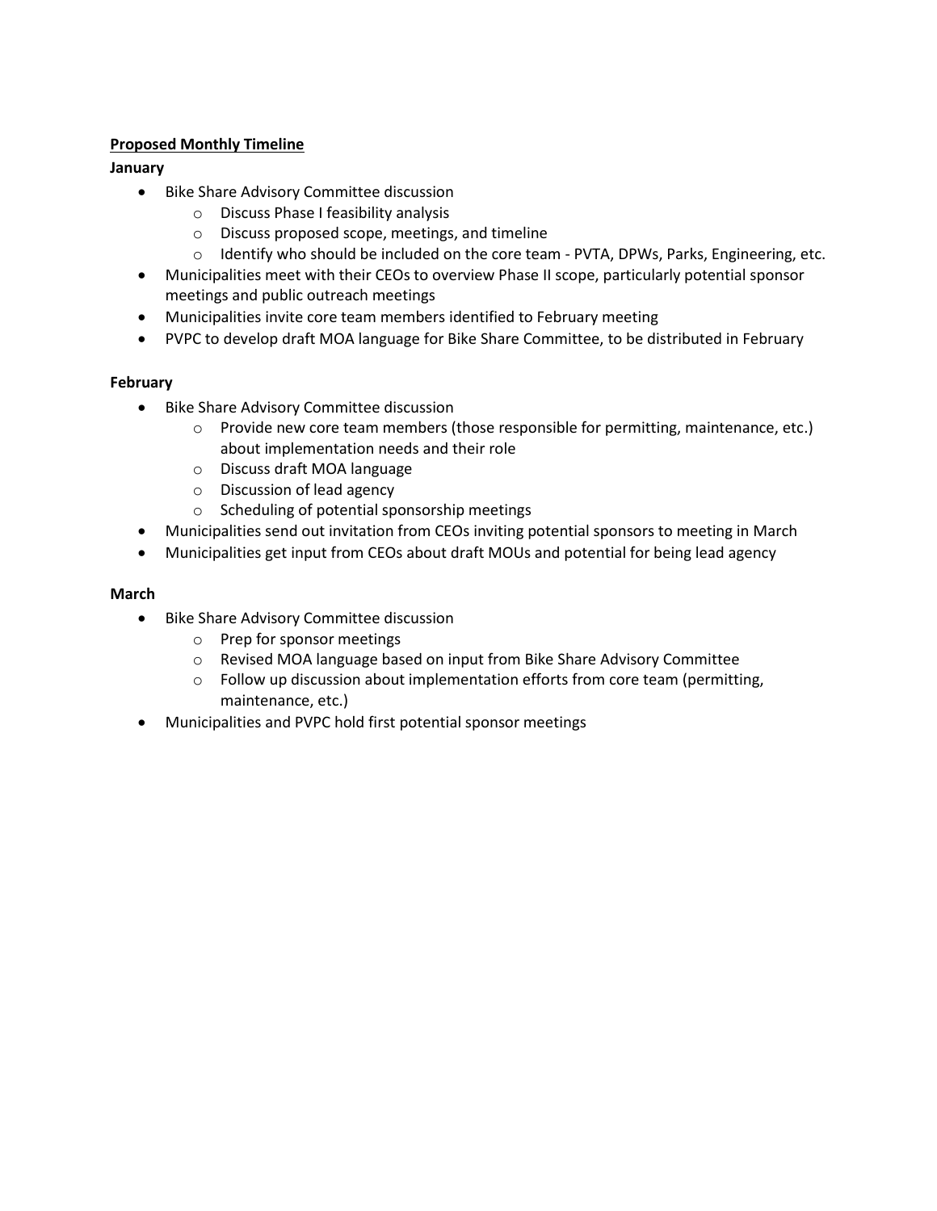**<u>Proposed Monthly Timeline</u>**

**January**

- Bike Share Advisory Committee discussion
  - Discuss Phase I feasibility analysis
  - Discuss proposed scope, meetings, and timeline
  - Identify who should be included on the core team - PVTA, DPWs, Parks, Engineering, etc.
- Municipalities meet with their CEOs to overview Phase II scope, particularly potential sponsor meetings and public outreach meetings
- Municipalities invite core team members identified to February meeting
- PVPC to develop draft MOA language for Bike Share Committee, to be distributed in February

**February**

- Bike Share Advisory Committee discussion
  - Provide new core team members (those responsible for permitting, maintenance, etc.) about implementation needs and their role
  - Discuss draft MOA language
  - Discussion of lead agency
  - Scheduling of potential sponsorship meetings
- Municipalities send out invitation from CEOs inviting potential sponsors to meeting in March
- Municipalities get input from CEOs about draft MOUs and potential for being lead agency

**March**

- Bike Share Advisory Committee discussion
  - Prep for sponsor meetings
  - Revised MOA language based on input from Bike Share Advisory Committee
  - Follow up discussion about implementation efforts from core team (permitting, maintenance, etc.)
- Municipalities and PVPC hold first potential sponsor meetings